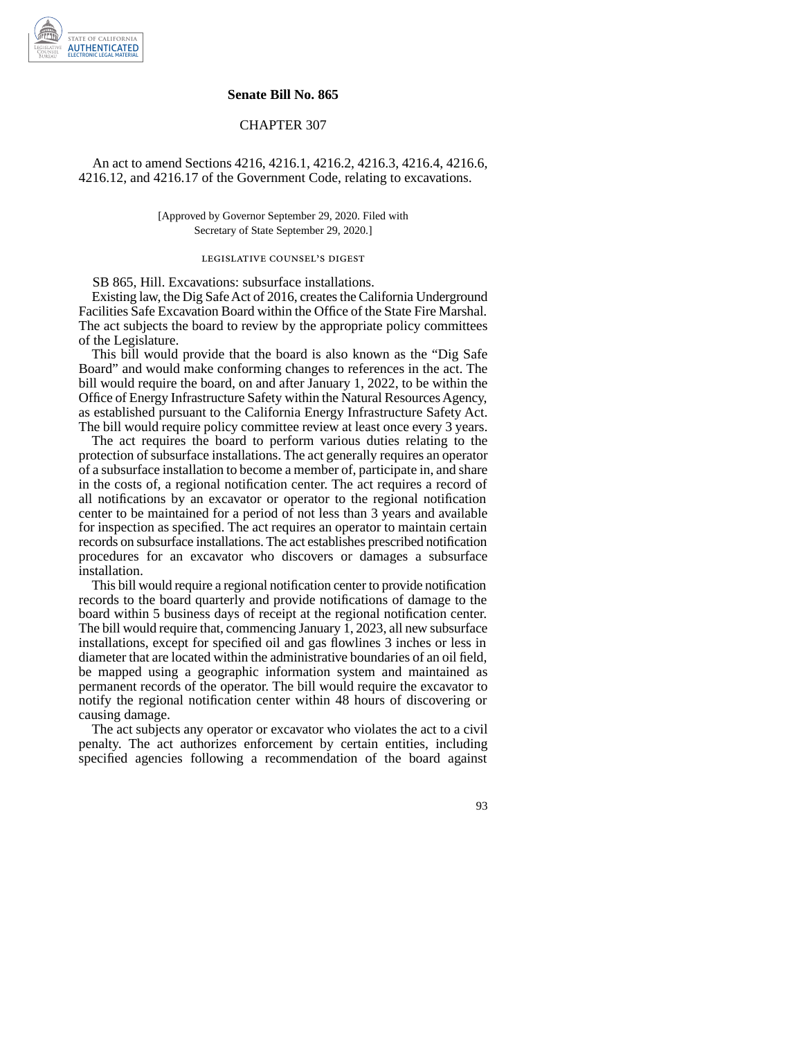**Senate Bill No. 865**

CHAPTER 307

An act to amend Sections 4216, 4216.1, 4216.2, 4216.3, 4216.4, 4216.6, 4216.12, and 4216.17 of the Government Code, relating to excavations.

[Approved by Governor September 29, 2020. Filed with Secretary of State September 29, 2020.]

LEGISLATIVE COUNSEL'S DIGEST

SB 865, Hill. Excavations: subsurface installations.

Existing law, the Dig Safe Act of 2016, creates the California Underground Facilities Safe Excavation Board within the Office of the State Fire Marshal. The act subjects the board to review by the appropriate policy committees of the Legislature.

This bill would provide that the board is also known as the "Dig Safe Board" and would make conforming changes to references in the act. The bill would require the board, on and after January 1, 2022, to be within the Office of Energy Infrastructure Safety within the Natural Resources Agency, as established pursuant to the California Energy Infrastructure Safety Act. The bill would require policy committee review at least once every 3 years.

The act requires the board to perform various duties relating to the protection of subsurface installations. The act generally requires an operator of a subsurface installation to become a member of, participate in, and share in the costs of, a regional notification center. The act requires a record of all notifications by an excavator or operator to the regional notification center to be maintained for a period of not less than 3 years and available for inspection as specified. The act requires an operator to maintain certain records on subsurface installations. The act establishes prescribed notification procedures for an excavator who discovers or damages a subsurface installation.

This bill would require a regional notification center to provide notification records to the board quarterly and provide notifications of damage to the board within 5 business days of receipt at the regional notification center. The bill would require that, commencing January 1, 2023, all new subsurface installations, except for specified oil and gas flowlines 3 inches or less in diameter that are located within the administrative boundaries of an oil field, be mapped using a geographic information system and maintained as permanent records of the operator. The bill would require the excavator to notify the regional notification center within 48 hours of discovering or causing damage.

The act subjects any operator or excavator who violates the act to a civil penalty. The act authorizes enforcement by certain entities, including specified agencies following a recommendation of the board against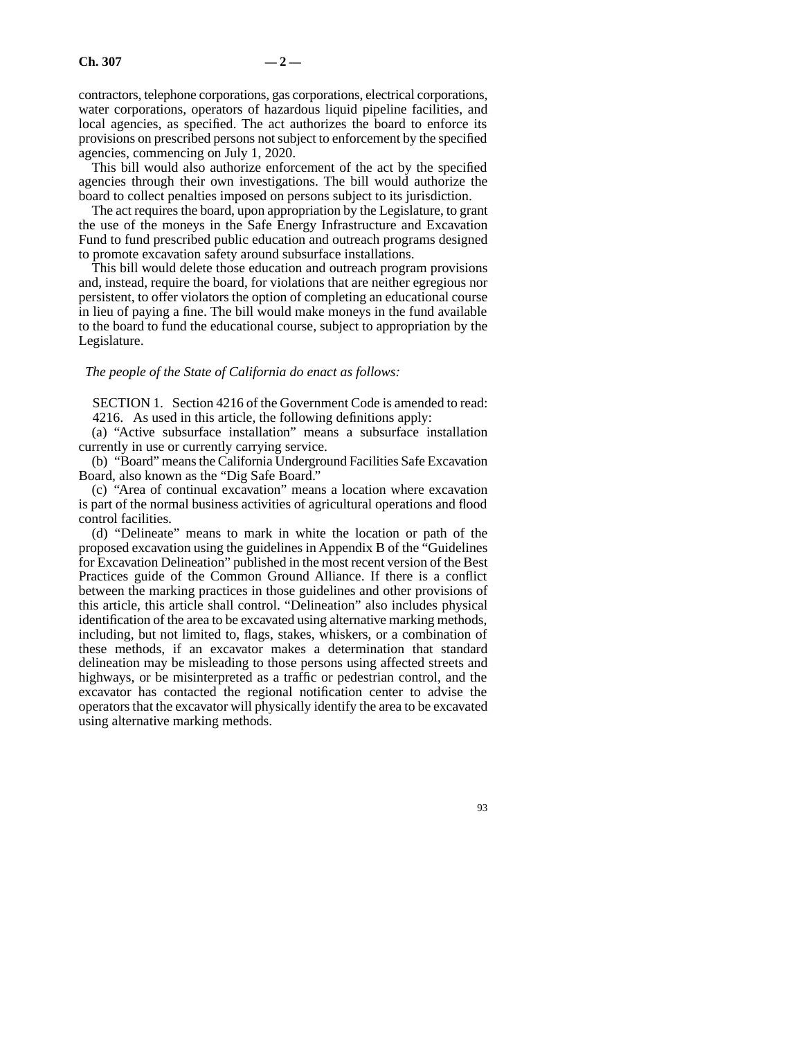contractors, telephone corporations, gas corporations, electrical corporations, water corporations, operators of hazardous liquid pipeline facilities, and local agencies, as specified. The act authorizes the board to enforce its provisions on prescribed persons not subject to enforcement by the specified agencies, commencing on July 1, 2020.

This bill would also authorize enforcement of the act by the specified agencies through their own investigations. The bill would authorize the board to collect penalties imposed on persons subject to its jurisdiction.

The act requires the board, upon appropriation by the Legislature, to grant the use of the moneys in the Safe Energy Infrastructure and Excavation Fund to fund prescribed public education and outreach programs designed to promote excavation safety around subsurface installations.

This bill would delete those education and outreach program provisions and, instead, require the board, for violations that are neither egregious nor persistent, to offer violators the option of completing an educational course in lieu of paying a fine. The bill would make moneys in the fund available to the board to fund the educational course, subject to appropriation by the Legislature.

*The people of the State of California do enact as follows:*

SECTION 1. Section 4216 of the Government Code is amended to read:

4216. As used in this article, the following definitions apply:

(a) "Active subsurface installation" means a subsurface installation currently in use or currently carrying service.

(b) "Board" means the California Underground Facilities Safe Excavation Board, also known as the "Dig Safe Board."

(c) "Area of continual excavation" means a location where excavation is part of the normal business activities of agricultural operations and flood control facilities.

(d) "Delineate" means to mark in white the location or path of the proposed excavation using the guidelines in Appendix B of the "Guidelines for Excavation Delineation" published in the most recent version of the Best Practices guide of the Common Ground Alliance. If there is a conflict between the marking practices in those guidelines and other provisions of this article, this article shall control. "Delineation" also includes physical identification of the area to be excavated using alternative marking methods, including, but not limited to, flags, stakes, whiskers, or a combination of these methods, if an excavator makes a determination that standard delineation may be misleading to those persons using affected streets and highways, or be misinterpreted as a traffic or pedestrian control, and the excavator has contacted the regional notification center to advise the operators that the excavator will physically identify the area to be excavated using alternative marking methods.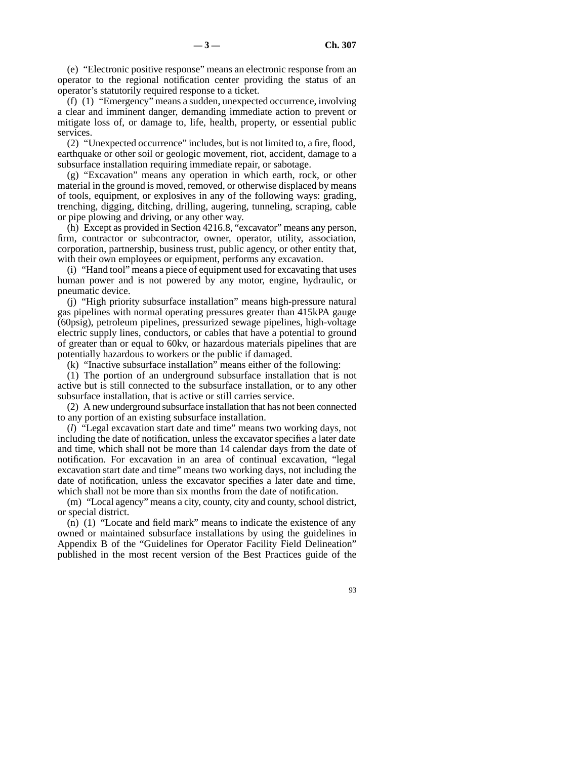(e) "Electronic positive response" means an electronic response from an operator to the regional notification center providing the status of an operator's statutorily required response to a ticket.

(f) (1) "Emergency" means a sudden, unexpected occurrence, involving a clear and imminent danger, demanding immediate action to prevent or mitigate loss of, or damage to, life, health, property, or essential public services.

(2) "Unexpected occurrence" includes, but is not limited to, a fire, flood, earthquake or other soil or geologic movement, riot, accident, damage to a subsurface installation requiring immediate repair, or sabotage.

(g) "Excavation" means any operation in which earth, rock, or other material in the ground is moved, removed, or otherwise displaced by means of tools, equipment, or explosives in any of the following ways: grading, trenching, digging, ditching, drilling, augering, tunneling, scraping, cable or pipe plowing and driving, or any other way.

(h) Except as provided in Section 4216.8, "excavator" means any person, firm, contractor or subcontractor, owner, operator, utility, association, corporation, partnership, business trust, public agency, or other entity that, with their own employees or equipment, performs any excavation.

(i) "Hand tool" means a piece of equipment used for excavating that uses human power and is not powered by any motor, engine, hydraulic, or pneumatic device.

(j) "High priority subsurface installation" means high-pressure natural gas pipelines with normal operating pressures greater than 415kPA gauge (60psig), petroleum pipelines, pressurized sewage pipelines, high-voltage electric supply lines, conductors, or cables that have a potential to ground of greater than or equal to 60kv, or hazardous materials pipelines that are potentially hazardous to workers or the public if damaged.

(k) "Inactive subsurface installation" means either of the following:

(1) The portion of an underground subsurface installation that is not active but is still connected to the subsurface installation, or to any other subsurface installation, that is active or still carries service.

(2) A new underground subsurface installation that has not been connected to any portion of an existing subsurface installation.

(*l*) "Legal excavation start date and time" means two working days, not including the date of notification, unless the excavator specifies a later date and time, which shall not be more than 14 calendar days from the date of notification. For excavation in an area of continual excavation, "legal excavation start date and time" means two working days, not including the date of notification, unless the excavator specifies a later date and time, which shall not be more than six months from the date of notification.

(m) "Local agency" means a city, county, city and county, school district, or special district.

(n) (1) "Locate and field mark" means to indicate the existence of any owned or maintained subsurface installations by using the guidelines in Appendix B of the "Guidelines for Operator Facility Field Delineation" published in the most recent version of the Best Practices guide of the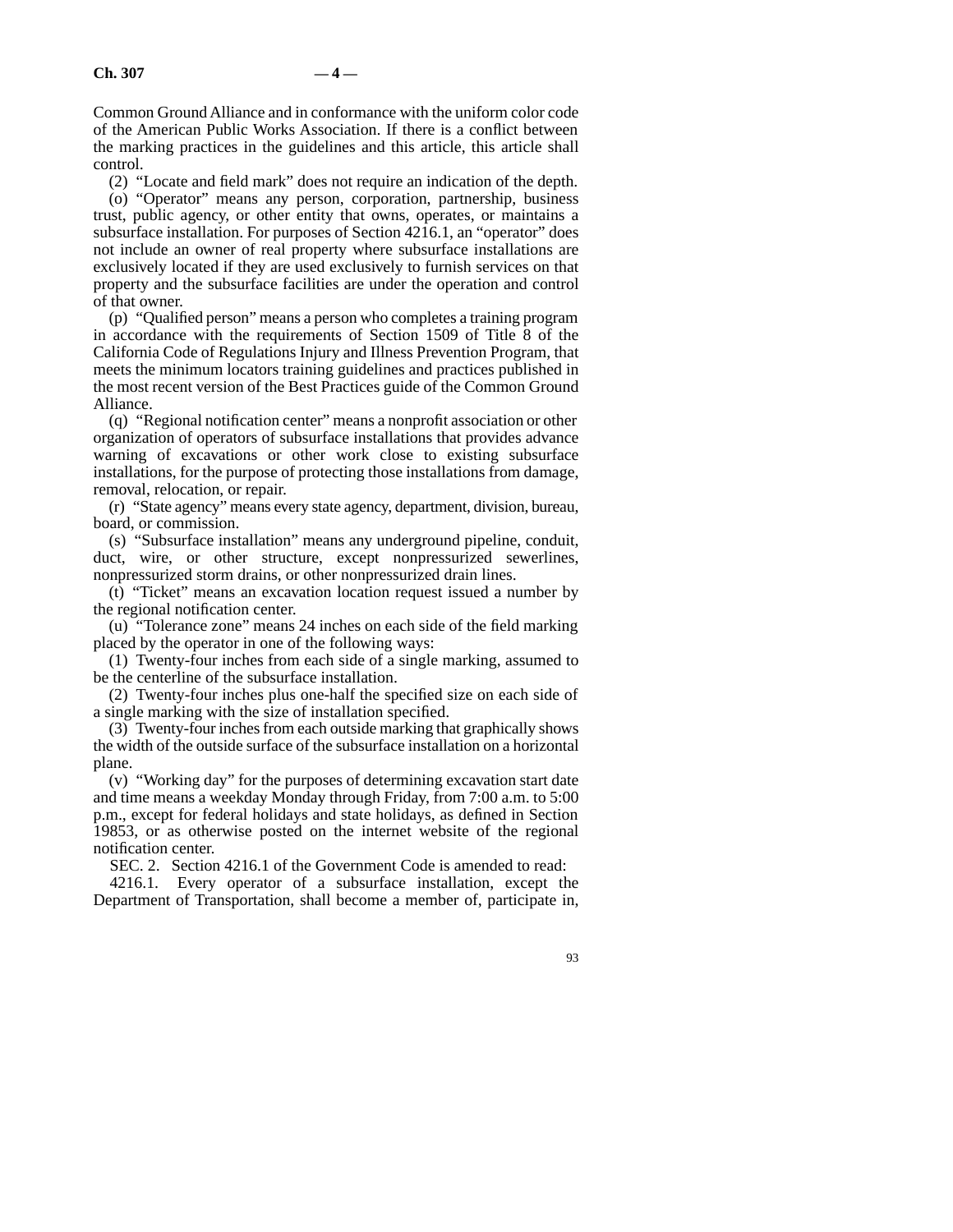Common Ground Alliance and in conformance with the uniform color code of the American Public Works Association. If there is a conflict between the marking practices in the guidelines and this article, this article shall control.

(2) "Locate and field mark" does not require an indication of the depth.

(o) "Operator" means any person, corporation, partnership, business trust, public agency, or other entity that owns, operates, or maintains a subsurface installation. For purposes of Section 4216.1, an "operator" does not include an owner of real property where subsurface installations are exclusively located if they are used exclusively to furnish services on that property and the subsurface facilities are under the operation and control of that owner.

(p) "Qualified person" means a person who completes a training program in accordance with the requirements of Section 1509 of Title 8 of the California Code of Regulations Injury and Illness Prevention Program, that meets the minimum locators training guidelines and practices published in the most recent version of the Best Practices guide of the Common Ground Alliance.

(q) "Regional notification center" means a nonprofit association or other organization of operators of subsurface installations that provides advance warning of excavations or other work close to existing subsurface installations, for the purpose of protecting those installations from damage, removal, relocation, or repair.

(r) "State agency" means every state agency, department, division, bureau, board, or commission.

(s) "Subsurface installation" means any underground pipeline, conduit, duct, wire, or other structure, except nonpressurized sewerlines, nonpressurized storm drains, or other nonpressurized drain lines.

(t) "Ticket" means an excavation location request issued a number by the regional notification center.

(u) "Tolerance zone" means 24 inches on each side of the field marking placed by the operator in one of the following ways:

(1) Twenty-four inches from each side of a single marking, assumed to be the centerline of the subsurface installation.

(2) Twenty-four inches plus one-half the specified size on each side of a single marking with the size of installation specified.

(3) Twenty-four inches from each outside marking that graphically shows the width of the outside surface of the subsurface installation on a horizontal plane.

(v) "Working day" for the purposes of determining excavation start date and time means a weekday Monday through Friday, from 7:00 a.m. to 5:00 p.m., except for federal holidays and state holidays, as defined in Section 19853, or as otherwise posted on the internet website of the regional notification center.

SEC. 2. Section 4216.1 of the Government Code is amended to read:

4216.1. Every operator of a subsurface installation, except the Department of Transportation, shall become a member of, participate in,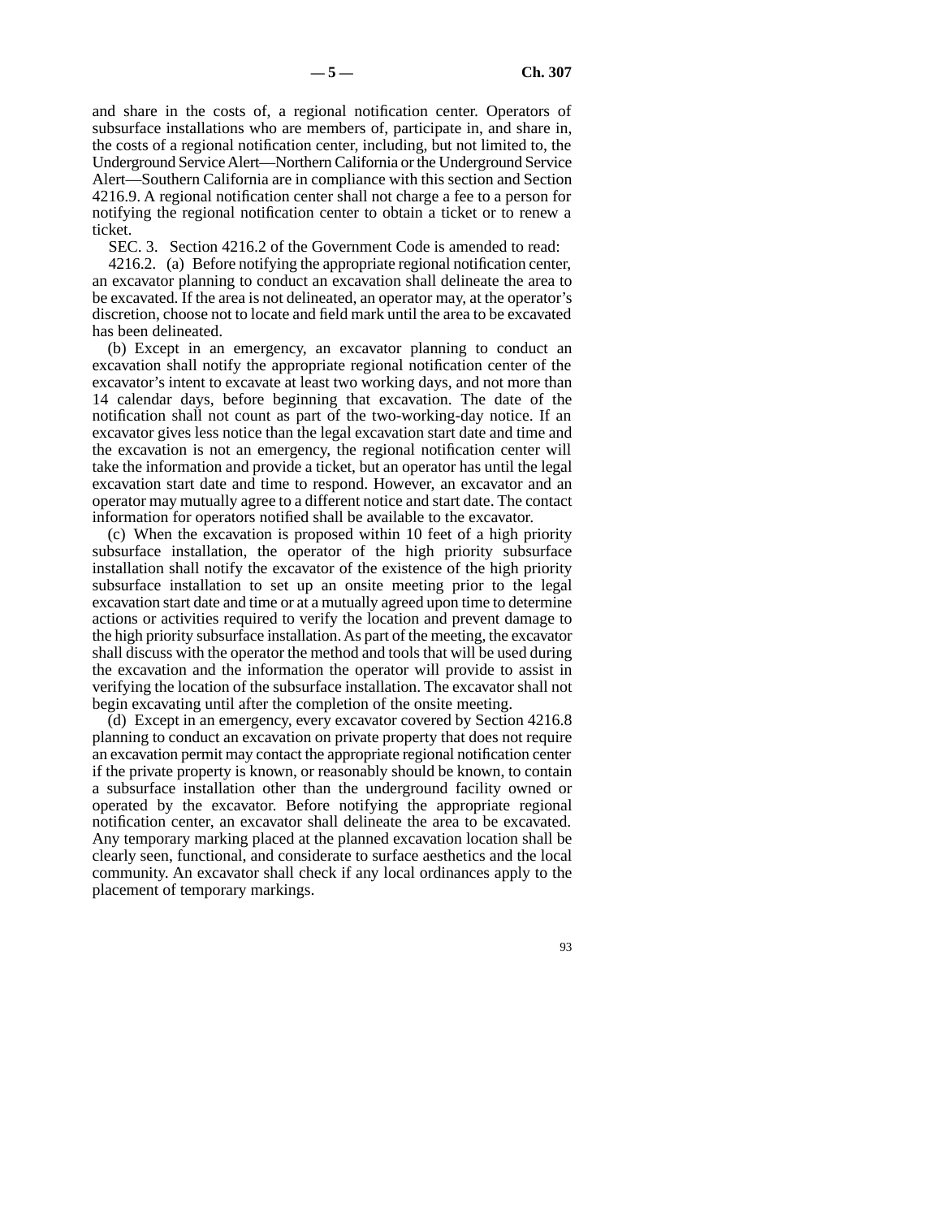and share in the costs of, a regional notification center. Operators of subsurface installations who are members of, participate in, and share in, the costs of a regional notification center, including, but not limited to, the Underground Service Alert—Northern California or the Underground Service Alert—Southern California are in compliance with this section and Section 4216.9. A regional notification center shall not charge a fee to a person for notifying the regional notification center to obtain a ticket or to renew a ticket.

SEC. 3. Section 4216.2 of the Government Code is amended to read:

4216.2. (a) Before notifying the appropriate regional notification center, an excavator planning to conduct an excavation shall delineate the area to be excavated. If the area is not delineated, an operator may, at the operator's discretion, choose not to locate and field mark until the area to be excavated has been delineated.

(b) Except in an emergency, an excavator planning to conduct an excavation shall notify the appropriate regional notification center of the excavator's intent to excavate at least two working days, and not more than 14 calendar days, before beginning that excavation. The date of the notification shall not count as part of the two-working-day notice. If an excavator gives less notice than the legal excavation start date and time and the excavation is not an emergency, the regional notification center will take the information and provide a ticket, but an operator has until the legal excavation start date and time to respond. However, an excavator and an operator may mutually agree to a different notice and start date. The contact information for operators notified shall be available to the excavator.

(c) When the excavation is proposed within 10 feet of a high priority subsurface installation, the operator of the high priority subsurface installation shall notify the excavator of the existence of the high priority subsurface installation to set up an onsite meeting prior to the legal excavation start date and time or at a mutually agreed upon time to determine actions or activities required to verify the location and prevent damage to the high priority subsurface installation. As part of the meeting, the excavator shall discuss with the operator the method and tools that will be used during the excavation and the information the operator will provide to assist in verifying the location of the subsurface installation. The excavator shall not begin excavating until after the completion of the onsite meeting.

(d) Except in an emergency, every excavator covered by Section 4216.8 planning to conduct an excavation on private property that does not require an excavation permit may contact the appropriate regional notification center if the private property is known, or reasonably should be known, to contain a subsurface installation other than the underground facility owned or operated by the excavator. Before notifying the appropriate regional notification center, an excavator shall delineate the area to be excavated. Any temporary marking placed at the planned excavation location shall be clearly seen, functional, and considerate to surface aesthetics and the local community. An excavator shall check if any local ordinances apply to the placement of temporary markings.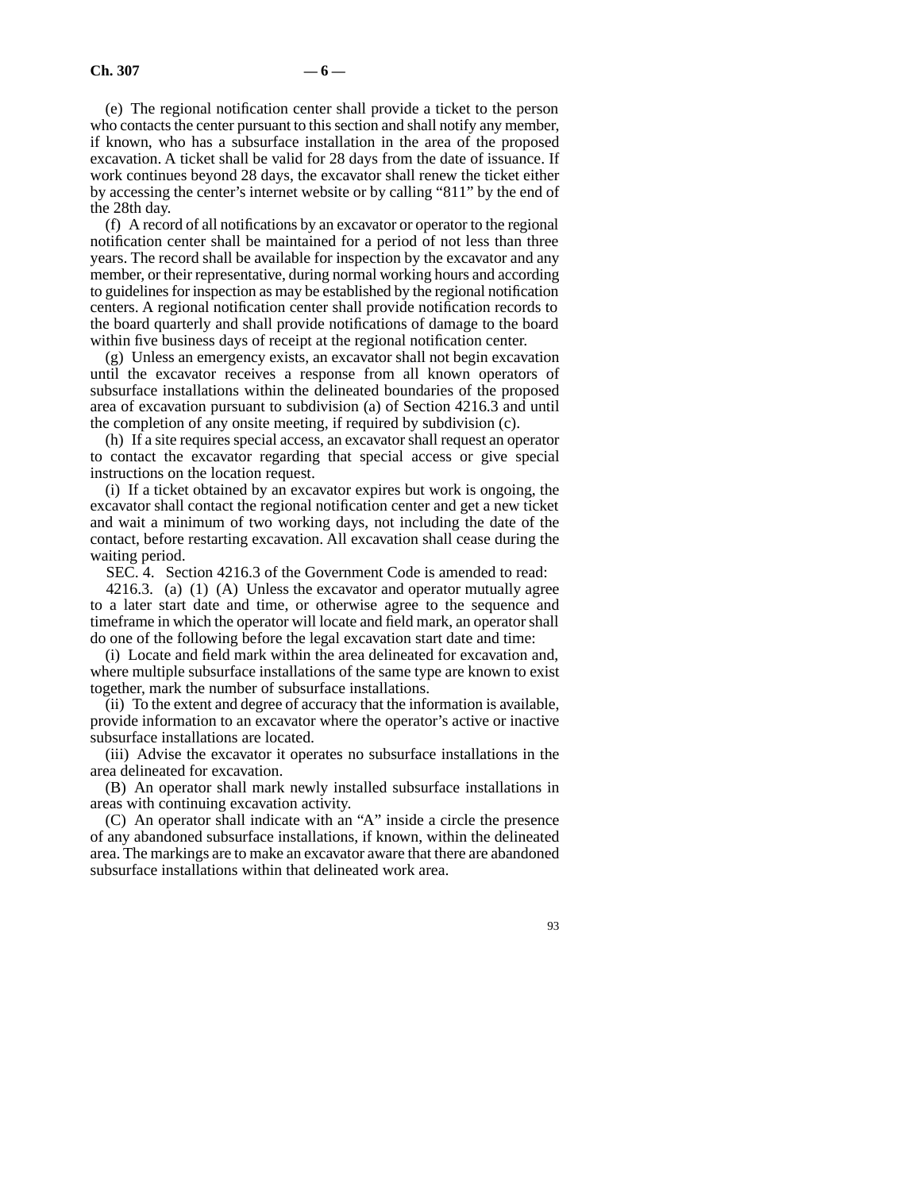(e) The regional notification center shall provide a ticket to the person who contacts the center pursuant to this section and shall notify any member, if known, who has a subsurface installation in the area of the proposed excavation. A ticket shall be valid for 28 days from the date of issuance. If work continues beyond 28 days, the excavator shall renew the ticket either by accessing the center's internet website or by calling "811" by the end of the 28th day.

(f) A record of all notifications by an excavator or operator to the regional notification center shall be maintained for a period of not less than three years. The record shall be available for inspection by the excavator and any member, or their representative, during normal working hours and according to guidelines for inspection as may be established by the regional notification centers. A regional notification center shall provide notification records to the board quarterly and shall provide notifications of damage to the board within five business days of receipt at the regional notification center.

(g) Unless an emergency exists, an excavator shall not begin excavation until the excavator receives a response from all known operators of subsurface installations within the delineated boundaries of the proposed area of excavation pursuant to subdivision (a) of Section 4216.3 and until the completion of any onsite meeting, if required by subdivision (c).

(h) If a site requires special access, an excavator shall request an operator to contact the excavator regarding that special access or give special instructions on the location request.

(i) If a ticket obtained by an excavator expires but work is ongoing, the excavator shall contact the regional notification center and get a new ticket and wait a minimum of two working days, not including the date of the contact, before restarting excavation. All excavation shall cease during the waiting period.

SEC. 4. Section 4216.3 of the Government Code is amended to read:

4216.3. (a) (1) (A) Unless the excavator and operator mutually agree to a later start date and time, or otherwise agree to the sequence and timeframe in which the operator will locate and field mark, an operator shall do one of the following before the legal excavation start date and time:

(i) Locate and field mark within the area delineated for excavation and, where multiple subsurface installations of the same type are known to exist together, mark the number of subsurface installations.

(ii) To the extent and degree of accuracy that the information is available, provide information to an excavator where the operator's active or inactive subsurface installations are located.

(iii) Advise the excavator it operates no subsurface installations in the area delineated for excavation.

(B) An operator shall mark newly installed subsurface installations in areas with continuing excavation activity.

(C) An operator shall indicate with an "A" inside a circle the presence of any abandoned subsurface installations, if known, within the delineated area. The markings are to make an excavator aware that there are abandoned subsurface installations within that delineated work area.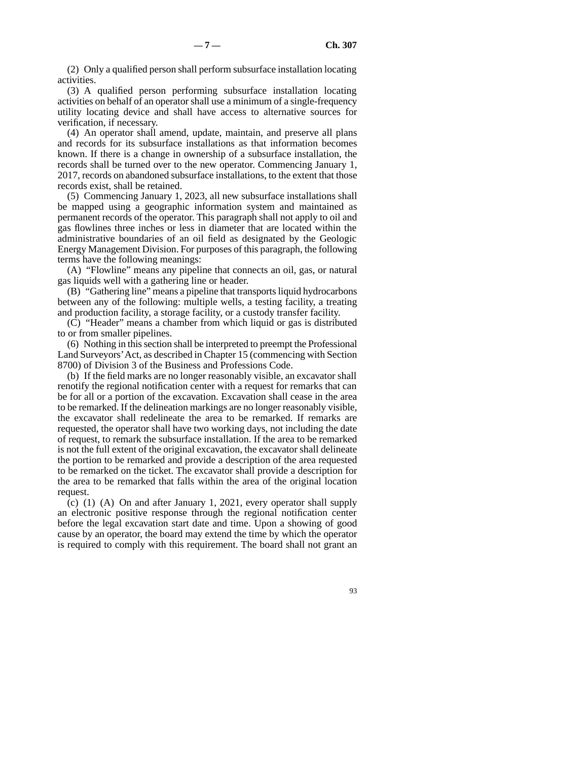(2) Only a qualified person shall perform subsurface installation locating activities.

(3) A qualified person performing subsurface installation locating activities on behalf of an operator shall use a minimum of a single-frequency utility locating device and shall have access to alternative sources for verification, if necessary.

(4) An operator shall amend, update, maintain, and preserve all plans and records for its subsurface installations as that information becomes known. If there is a change in ownership of a subsurface installation, the records shall be turned over to the new operator. Commencing January 1, 2017, records on abandoned subsurface installations, to the extent that those records exist, shall be retained.

(5) Commencing January 1, 2023, all new subsurface installations shall be mapped using a geographic information system and maintained as permanent records of the operator. This paragraph shall not apply to oil and gas flowlines three inches or less in diameter that are located within the administrative boundaries of an oil field as designated by the Geologic Energy Management Division. For purposes of this paragraph, the following terms have the following meanings:

(A) "Flowline" means any pipeline that connects an oil, gas, or natural gas liquids well with a gathering line or header.

(B) "Gathering line" means a pipeline that transports liquid hydrocarbons between any of the following: multiple wells, a testing facility, a treating and production facility, a storage facility, or a custody transfer facility.

(C) "Header" means a chamber from which liquid or gas is distributed to or from smaller pipelines.

(6) Nothing in this section shall be interpreted to preempt the Professional Land Surveyors' Act, as described in Chapter 15 (commencing with Section 8700) of Division 3 of the Business and Professions Code.

(b) If the field marks are no longer reasonably visible, an excavator shall renotify the regional notification center with a request for remarks that can be for all or a portion of the excavation. Excavation shall cease in the area to be remarked. If the delineation markings are no longer reasonably visible, the excavator shall redelineate the area to be remarked. If remarks are requested, the operator shall have two working days, not including the date of request, to remark the subsurface installation. If the area to be remarked is not the full extent of the original excavation, the excavator shall delineate the portion to be remarked and provide a description of the area requested to be remarked on the ticket. The excavator shall provide a description for the area to be remarked that falls within the area of the original location request.

(c) (1) (A) On and after January 1, 2021, every operator shall supply an electronic positive response through the regional notification center before the legal excavation start date and time. Upon a showing of good cause by an operator, the board may extend the time by which the operator is required to comply with this requirement. The board shall not grant an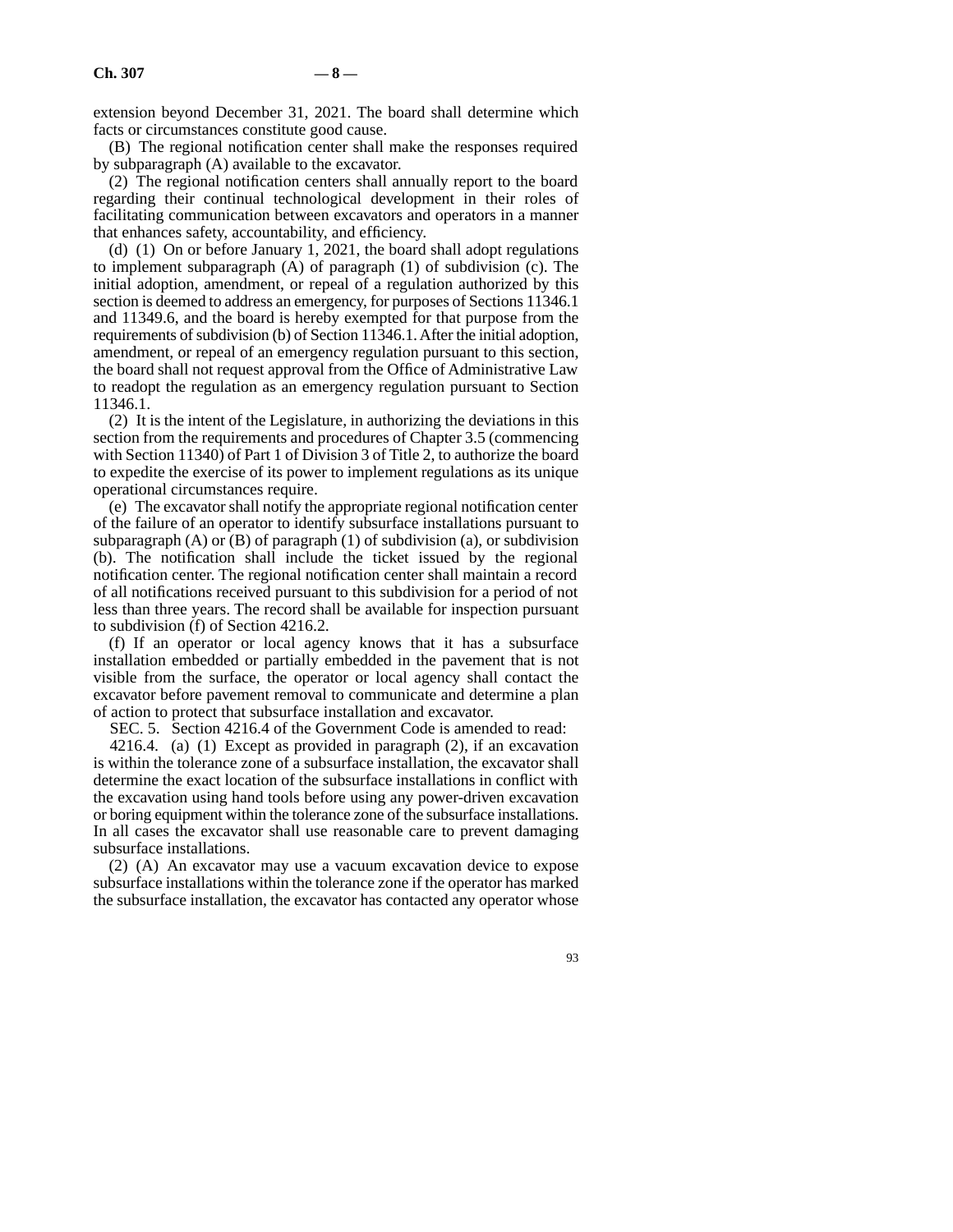extension beyond December 31, 2021. The board shall determine which facts or circumstances constitute good cause.

(B) The regional notification center shall make the responses required by subparagraph (A) available to the excavator.

(2) The regional notification centers shall annually report to the board regarding their continual technological development in their roles of facilitating communication between excavators and operators in a manner that enhances safety, accountability, and efficiency.

(d) (1) On or before January 1, 2021, the board shall adopt regulations to implement subparagraph (A) of paragraph (1) of subdivision (c). The initial adoption, amendment, or repeal of a regulation authorized by this section is deemed to address an emergency, for purposes of Sections 11346.1 and 11349.6, and the board is hereby exempted for that purpose from the requirements of subdivision (b) of Section 11346.1. After the initial adoption, amendment, or repeal of an emergency regulation pursuant to this section, the board shall not request approval from the Office of Administrative Law to readopt the regulation as an emergency regulation pursuant to Section 11346.1.

(2) It is the intent of the Legislature, in authorizing the deviations in this section from the requirements and procedures of Chapter 3.5 (commencing with Section 11340) of Part 1 of Division 3 of Title 2, to authorize the board to expedite the exercise of its power to implement regulations as its unique operational circumstances require.

(e) The excavator shall notify the appropriate regional notification center of the failure of an operator to identify subsurface installations pursuant to subparagraph (A) or (B) of paragraph (1) of subdivision (a), or subdivision (b). The notification shall include the ticket issued by the regional notification center. The regional notification center shall maintain a record of all notifications received pursuant to this subdivision for a period of not less than three years. The record shall be available for inspection pursuant to subdivision (f) of Section 4216.2.

(f) If an operator or local agency knows that it has a subsurface installation embedded or partially embedded in the pavement that is not visible from the surface, the operator or local agency shall contact the excavator before pavement removal to communicate and determine a plan of action to protect that subsurface installation and excavator.

SEC. 5. Section 4216.4 of the Government Code is amended to read:

4216.4. (a) (1) Except as provided in paragraph (2), if an excavation is within the tolerance zone of a subsurface installation, the excavator shall determine the exact location of the subsurface installations in conflict with the excavation using hand tools before using any power-driven excavation or boring equipment within the tolerance zone of the subsurface installations. In all cases the excavator shall use reasonable care to prevent damaging subsurface installations.

(2) (A) An excavator may use a vacuum excavation device to expose subsurface installations within the tolerance zone if the operator has marked the subsurface installation, the excavator has contacted any operator whose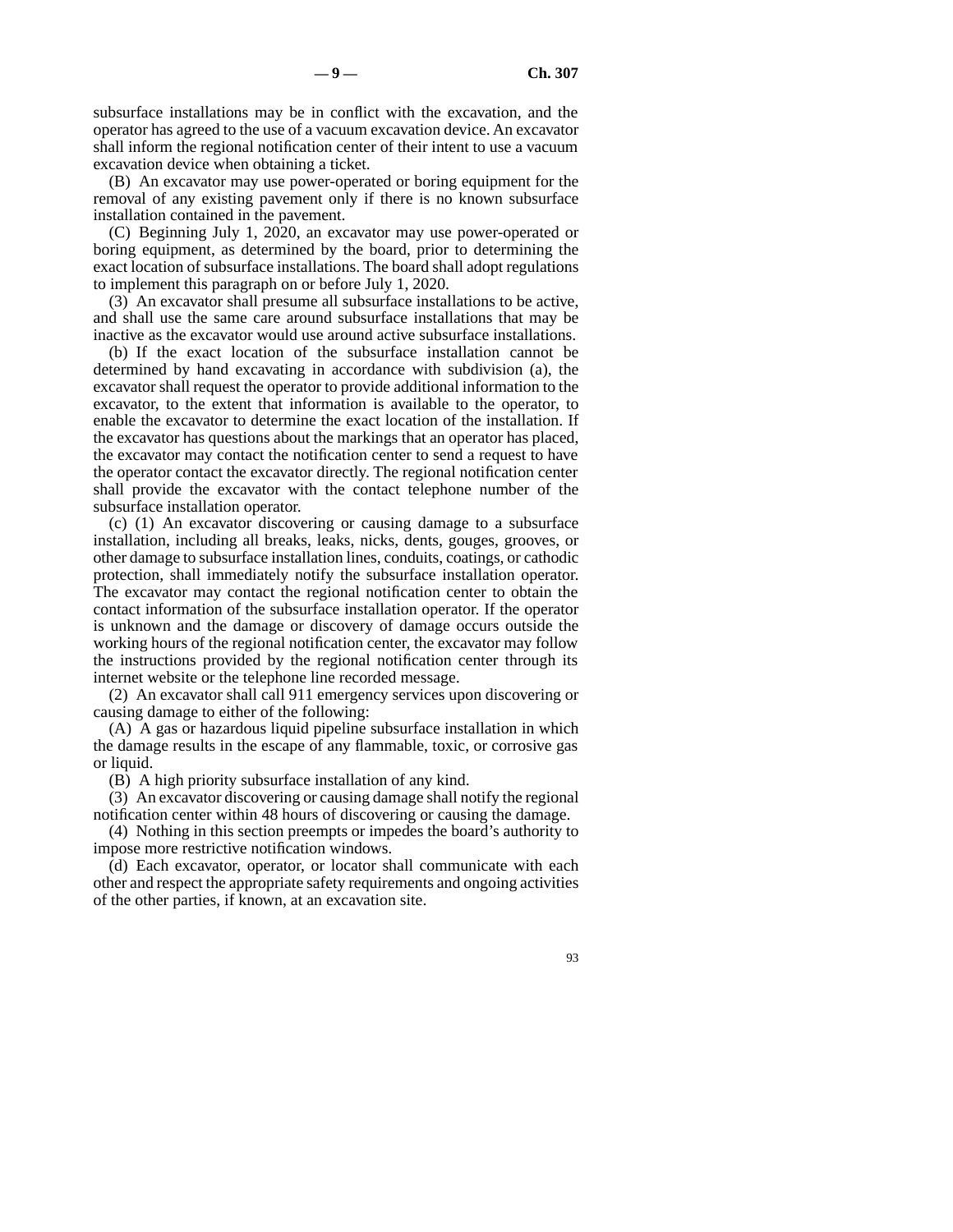subsurface installations may be in conflict with the excavation, and the operator has agreed to the use of a vacuum excavation device. An excavator shall inform the regional notification center of their intent to use a vacuum excavation device when obtaining a ticket.

(B) An excavator may use power-operated or boring equipment for the removal of any existing pavement only if there is no known subsurface installation contained in the pavement.

(C) Beginning July 1, 2020, an excavator may use power-operated or boring equipment, as determined by the board, prior to determining the exact location of subsurface installations. The board shall adopt regulations to implement this paragraph on or before July 1, 2020.

(3) An excavator shall presume all subsurface installations to be active, and shall use the same care around subsurface installations that may be inactive as the excavator would use around active subsurface installations.

(b) If the exact location of the subsurface installation cannot be determined by hand excavating in accordance with subdivision (a), the excavator shall request the operator to provide additional information to the excavator, to the extent that information is available to the operator, to enable the excavator to determine the exact location of the installation. If the excavator has questions about the markings that an operator has placed, the excavator may contact the notification center to send a request to have the operator contact the excavator directly. The regional notification center shall provide the excavator with the contact telephone number of the subsurface installation operator.

(c) (1) An excavator discovering or causing damage to a subsurface installation, including all breaks, leaks, nicks, dents, gouges, grooves, or other damage to subsurface installation lines, conduits, coatings, or cathodic protection, shall immediately notify the subsurface installation operator. The excavator may contact the regional notification center to obtain the contact information of the subsurface installation operator. If the operator is unknown and the damage or discovery of damage occurs outside the working hours of the regional notification center, the excavator may follow the instructions provided by the regional notification center through its internet website or the telephone line recorded message.

(2) An excavator shall call 911 emergency services upon discovering or causing damage to either of the following:

(A) A gas or hazardous liquid pipeline subsurface installation in which the damage results in the escape of any flammable, toxic, or corrosive gas or liquid.

(B) A high priority subsurface installation of any kind.

(3) An excavator discovering or causing damage shall notify the regional notification center within 48 hours of discovering or causing the damage.

(4) Nothing in this section preempts or impedes the board's authority to impose more restrictive notification windows.

(d) Each excavator, operator, or locator shall communicate with each other and respect the appropriate safety requirements and ongoing activities of the other parties, if known, at an excavation site.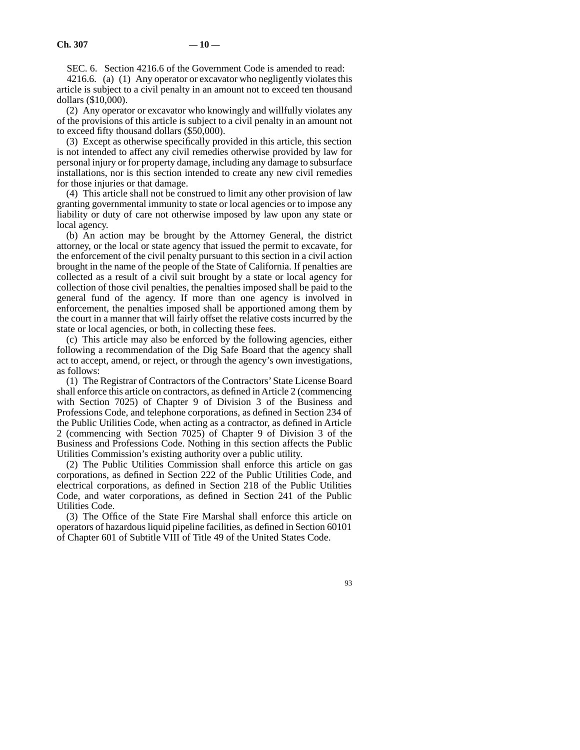SEC. 6. Section 4216.6 of the Government Code is amended to read:

4216.6. (a) (1) Any operator or excavator who negligently violates this article is subject to a civil penalty in an amount not to exceed ten thousand dollars ($10,000).

(2) Any operator or excavator who knowingly and willfully violates any of the provisions of this article is subject to a civil penalty in an amount not to exceed fifty thousand dollars ($50,000).

(3) Except as otherwise specifically provided in this article, this section is not intended to affect any civil remedies otherwise provided by law for personal injury or for property damage, including any damage to subsurface installations, nor is this section intended to create any new civil remedies for those injuries or that damage.

(4) This article shall not be construed to limit any other provision of law granting governmental immunity to state or local agencies or to impose any liability or duty of care not otherwise imposed by law upon any state or local agency.

(b) An action may be brought by the Attorney General, the district attorney, or the local or state agency that issued the permit to excavate, for the enforcement of the civil penalty pursuant to this section in a civil action brought in the name of the people of the State of California. If penalties are collected as a result of a civil suit brought by a state or local agency for collection of those civil penalties, the penalties imposed shall be paid to the general fund of the agency. If more than one agency is involved in enforcement, the penalties imposed shall be apportioned among them by the court in a manner that will fairly offset the relative costs incurred by the state or local agencies, or both, in collecting these fees.

(c) This article may also be enforced by the following agencies, either following a recommendation of the Dig Safe Board that the agency shall act to accept, amend, or reject, or through the agency's own investigations, as follows:

(1) The Registrar of Contractors of the Contractors' State License Board shall enforce this article on contractors, as defined in Article 2 (commencing with Section 7025) of Chapter 9 of Division 3 of the Business and Professions Code, and telephone corporations, as defined in Section 234 of the Public Utilities Code, when acting as a contractor, as defined in Article 2 (commencing with Section 7025) of Chapter 9 of Division 3 of the Business and Professions Code. Nothing in this section affects the Public Utilities Commission's existing authority over a public utility.

(2) The Public Utilities Commission shall enforce this article on gas corporations, as defined in Section 222 of the Public Utilities Code, and electrical corporations, as defined in Section 218 of the Public Utilities Code, and water corporations, as defined in Section 241 of the Public Utilities Code.

(3) The Office of the State Fire Marshal shall enforce this article on operators of hazardous liquid pipeline facilities, as defined in Section 60101 of Chapter 601 of Subtitle VIII of Title 49 of the United States Code.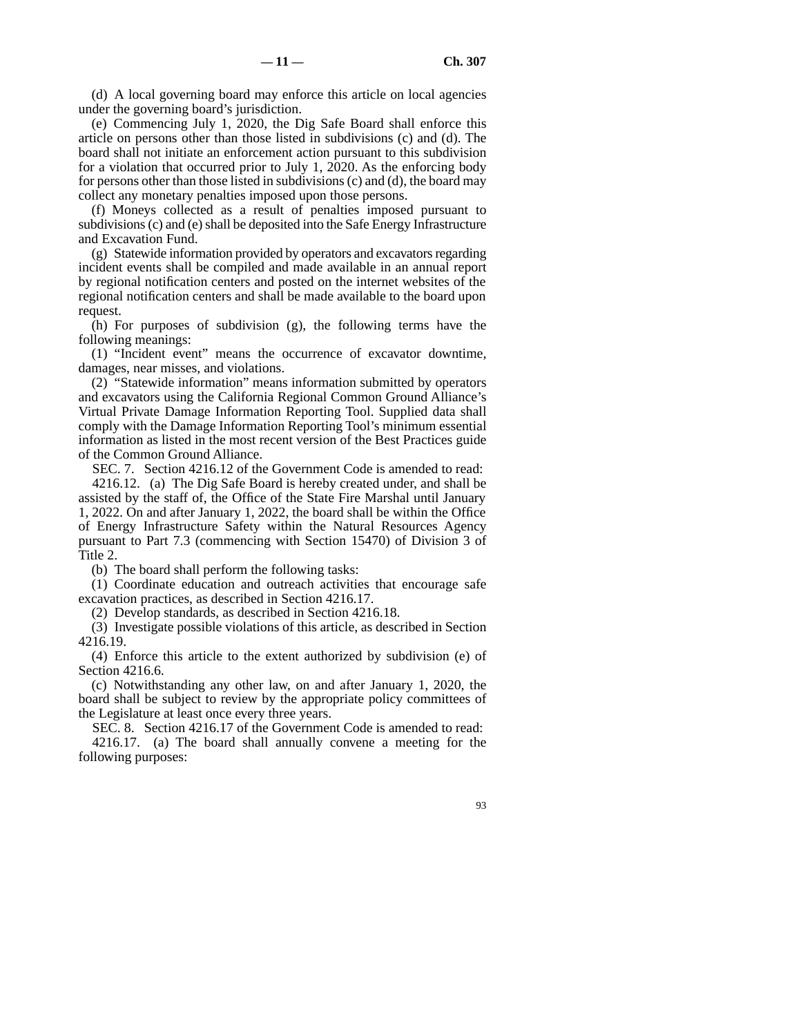(d) A local governing board may enforce this article on local agencies under the governing board's jurisdiction.

(e) Commencing July 1, 2020, the Dig Safe Board shall enforce this article on persons other than those listed in subdivisions (c) and (d). The board shall not initiate an enforcement action pursuant to this subdivision for a violation that occurred prior to July 1, 2020. As the enforcing body for persons other than those listed in subdivisions (c) and (d), the board may collect any monetary penalties imposed upon those persons.

(f) Moneys collected as a result of penalties imposed pursuant to subdivisions (c) and (e) shall be deposited into the Safe Energy Infrastructure and Excavation Fund.

(g) Statewide information provided by operators and excavators regarding incident events shall be compiled and made available in an annual report by regional notification centers and posted on the internet websites of the regional notification centers and shall be made available to the board upon request.

(h) For purposes of subdivision (g), the following terms have the following meanings:

(1) "Incident event" means the occurrence of excavator downtime, damages, near misses, and violations.

(2) "Statewide information" means information submitted by operators and excavators using the California Regional Common Ground Alliance's Virtual Private Damage Information Reporting Tool. Supplied data shall comply with the Damage Information Reporting Tool's minimum essential information as listed in the most recent version of the Best Practices guide of the Common Ground Alliance.

SEC. 7. Section 4216.12 of the Government Code is amended to read:

4216.12. (a) The Dig Safe Board is hereby created under, and shall be assisted by the staff of, the Office of the State Fire Marshal until January 1, 2022. On and after January 1, 2022, the board shall be within the Office of Energy Infrastructure Safety within the Natural Resources Agency pursuant to Part 7.3 (commencing with Section 15470) of Division 3 of Title 2.

(b) The board shall perform the following tasks:

(1) Coordinate education and outreach activities that encourage safe excavation practices, as described in Section 4216.17.

(2) Develop standards, as described in Section 4216.18.

(3) Investigate possible violations of this article, as described in Section 4216.19.

(4) Enforce this article to the extent authorized by subdivision (e) of Section 4216.6.

(c) Notwithstanding any other law, on and after January 1, 2020, the board shall be subject to review by the appropriate policy committees of the Legislature at least once every three years.

SEC. 8. Section 4216.17 of the Government Code is amended to read:

4216.17. (a) The board shall annually convene a meeting for the following purposes: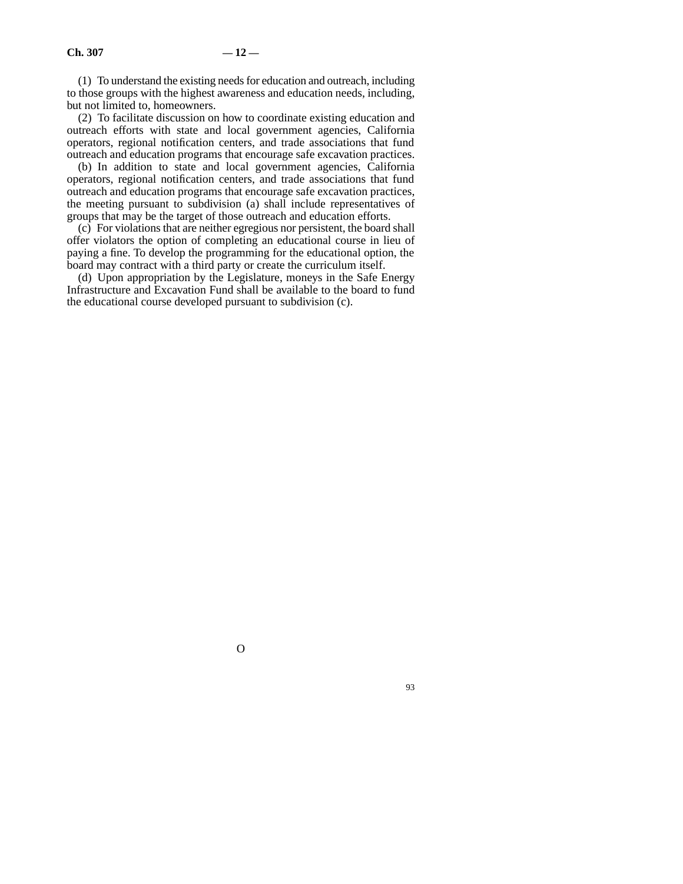(1) To understand the existing needs for education and outreach, including to those groups with the highest awareness and education needs, including, but not limited to, homeowners.

(2) To facilitate discussion on how to coordinate existing education and outreach efforts with state and local government agencies, California operators, regional notification centers, and trade associations that fund outreach and education programs that encourage safe excavation practices.

(b) In addition to state and local government agencies, California operators, regional notification centers, and trade associations that fund outreach and education programs that encourage safe excavation practices, the meeting pursuant to subdivision (a) shall include representatives of groups that may be the target of those outreach and education efforts.

(c) For violations that are neither egregious nor persistent, the board shall offer violators the option of completing an educational course in lieu of paying a fine. To develop the programming for the educational option, the board may contract with a third party or create the curriculum itself.

(d) Upon appropriation by the Legislature, moneys in the Safe Energy Infrastructure and Excavation Fund shall be available to the board to fund the educational course developed pursuant to subdivision (c).